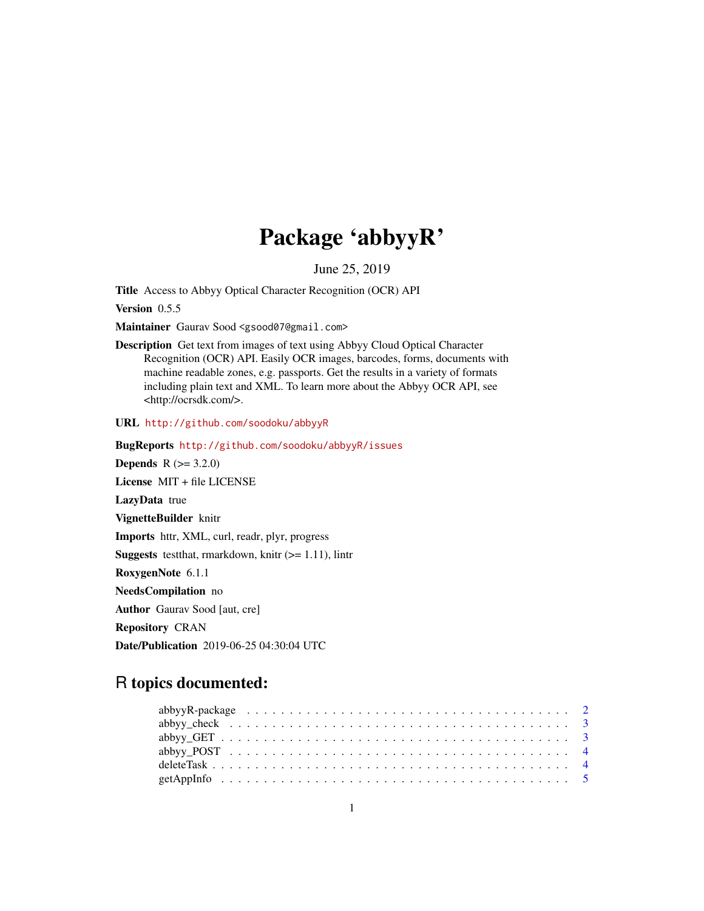# Package 'abbyyR'

June 25, 2019

**Title** Access to Abbyy Optical Character Recognition (OCR) API

**Version** 0.5.5

**Maintainer** Gaurav Sood <gsood07@gmail.com>

**Description** Get text from images of text using Abbyy Cloud Optical Character Recognition (OCR) API. Easily OCR images, barcodes, forms, documents with machine readable zones, e.g. passports. Get the results in a variety of formats including plain text and XML. To learn more about the Abbyy OCR API, see <http://ocrsdk.com/>.

**URL** http://github.com/soodoku/abbyyR

**BugReports** http://github.com/soodoku/abbyyR/issues

**Depends** R (>= 3.2.0)

**License** MIT + file LICENSE

**LazyData** true

**VignetteBuilder** knitr

**Imports** httr, XML, curl, readr, plyr, progress

**Suggests** testthat, rmarkdown, knitr (>= 1.11), lintr

**RoxygenNote** 6.1.1

**NeedsCompilation** no

**Author** Gaurav Sood [aut, cre]

**Repository** CRAN

**Date/Publication** 2019-06-25 04:30:04 UTC

## R topics documented:

abbyyR-package . . . . . . . . . . . . . . . . . . . . . . . . . . . . . . . . . . . . . . . 2
abbyy_check . . . . . . . . . . . . . . . . . . . . . . . . . . . . . . . . . . . . . . . . 3
abbyy_GET . . . . . . . . . . . . . . . . . . . . . . . . . . . . . . . . . . . . . . . . . 3
abbyy_POST . . . . . . . . . . . . . . . . . . . . . . . . . . . . . . . . . . . . . . . . 4
deleteTask . . . . . . . . . . . . . . . . . . . . . . . . . . . . . . . . . . . . . . . . . 4
getAppInfo . . . . . . . . . . . . . . . . . . . . . . . . . . . . . . . . . . . . . . . . . 5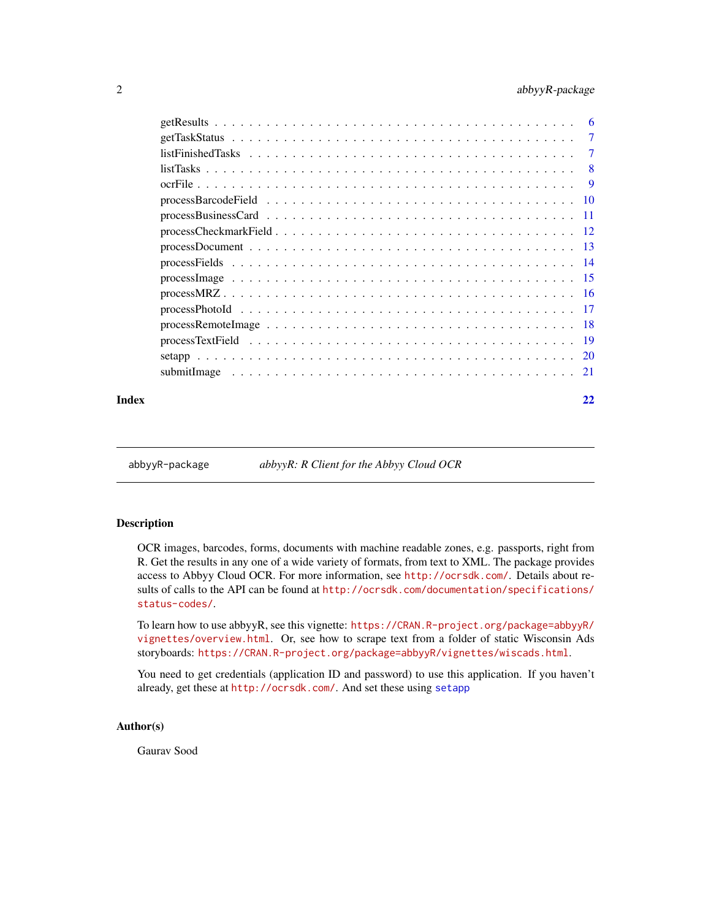getResults . . . . . . . . . . . . . . . . . . . . . . . . . . . . . . . . . . . . . . . . 6
getTaskStatus . . . . . . . . . . . . . . . . . . . . . . . . . . . . . . . . . . . . . . 7
listFinishedTasks . . . . . . . . . . . . . . . . . . . . . . . . . . . . . . . . . . . . 7
listTasks . . . . . . . . . . . . . . . . . . . . . . . . . . . . . . . . . . . . . . . . 8
ocrFile . . . . . . . . . . . . . . . . . . . . . . . . . . . . . . . . . . . . . . . . . 9
processBarcodeField . . . . . . . . . . . . . . . . . . . . . . . . . . . . . . . . . . 10
processBusinessCard . . . . . . . . . . . . . . . . . . . . . . . . . . . . . . . . . . 11
processCheckmarkField . . . . . . . . . . . . . . . . . . . . . . . . . . . . . . . . . 12
processDocument . . . . . . . . . . . . . . . . . . . . . . . . . . . . . . . . . . . . 13
processFields . . . . . . . . . . . . . . . . . . . . . . . . . . . . . . . . . . . . . . 14
processImage . . . . . . . . . . . . . . . . . . . . . . . . . . . . . . . . . . . . . . 15
processMRZ . . . . . . . . . . . . . . . . . . . . . . . . . . . . . . . . . . . . . . . 16
processPhotoId . . . . . . . . . . . . . . . . . . . . . . . . . . . . . . . . . . . . . 17
processRemoteImage . . . . . . . . . . . . . . . . . . . . . . . . . . . . . . . . . . . 18
processTextField . . . . . . . . . . . . . . . . . . . . . . . . . . . . . . . . . . . . 19
setapp . . . . . . . . . . . . . . . . . . . . . . . . . . . . . . . . . . . . . . . . . 20
submitImage . . . . . . . . . . . . . . . . . . . . . . . . . . . . . . . . . . . . . . 21

**Index** **22**

---

`abbyyR-package` *abbyyR: R Client for the Abbyy Cloud OCR*

---

## Description

OCR images, barcodes, forms, documents with machine readable zones, e.g. passports, right from R. Get the results in any one of a wide variety of formats, from text to XML. The package provides access to Abbyy Cloud OCR. For more information, see `http://ocrsdk.com/`. Details about results of calls to the API can be found at `http://ocrsdk.com/documentation/specifications/status-codes/`.

To learn how to use abbyyR, see this vignette: `https://CRAN.R-project.org/package=abbyyR/vignettes/overview.html`. Or, see how to scrape text from a folder of static Wisconsin Ads storyboards: `https://CRAN.R-project.org/package=abbyyR/vignettes/wiscads.html`.

You need to get credentials (application ID and password) to use this application. If you haven't already, get these at `http://ocrsdk.com/`. And set these using `setapp`

## Author(s)

Gaurav Sood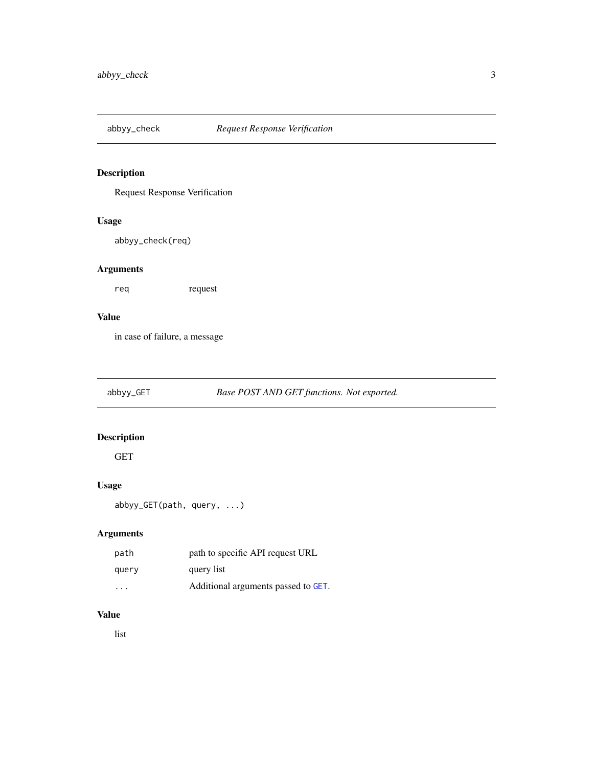## abbyy_check — *Request Response Verification*

### Description

Request Response Verification

### Usage

```
abbyy_check(req)
```

### Arguments

| | |
|---|---|
| `req` | request |

### Value

in case of failure, a message

## abbyy_GET — *Base POST AND GET functions. Not exported.*

### Description

GET

### Usage

```
abbyy_GET(path, query, ...)
```

### Arguments

| | |
|---|---|
| `path` | path to specific API request URL |
| `query` | query list |
| `...` | Additional arguments passed to `GET`. |

### Value

list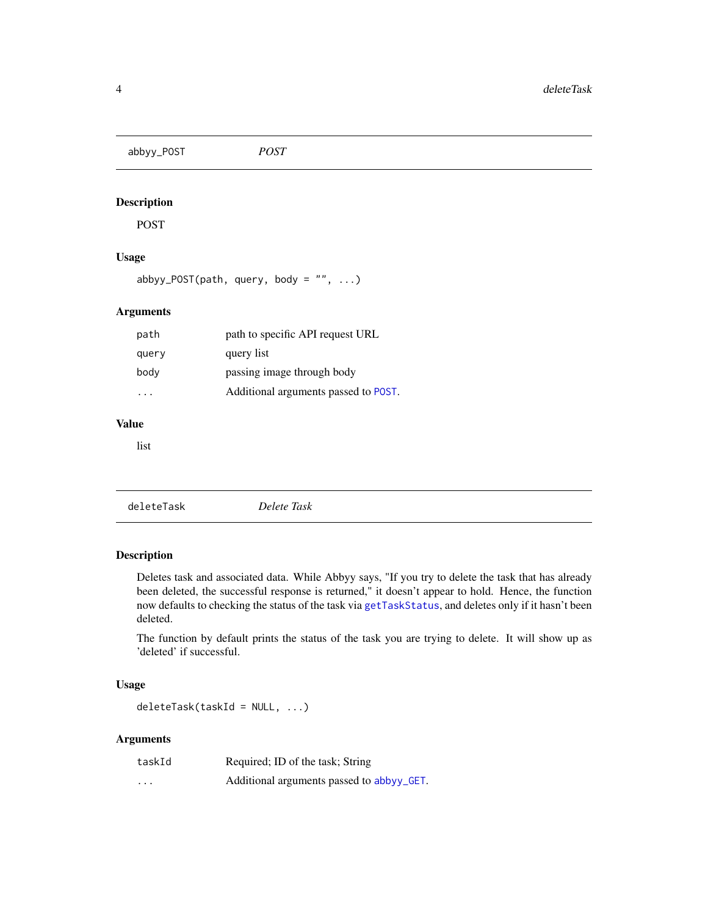## abbyy_POST *POST*

### Description

POST

### Usage

```
abbyy_POST(path, query, body = "", ...)
```

### Arguments

| | |
|---|---|
| path | path to specific API request URL |
| query | query list |
| body | passing image through body |
| ... | Additional arguments passed to POST. |

### Value

list

## deleteTask *Delete Task*

### Description

Deletes task and associated data. While Abbyy says, "If you try to delete the task that has already been deleted, the successful response is returned," it doesn't appear to hold. Hence, the function now defaults to checking the status of the task via getTaskStatus, and deletes only if it hasn't been deleted.

The function by default prints the status of the task you are trying to delete. It will show up as 'deleted' if successful.

### Usage

```
deleteTask(taskId = NULL, ...)
```

### Arguments

| | |
|---|---|
| taskId | Required; ID of the task; String |
| ... | Additional arguments passed to abbyy_GET. |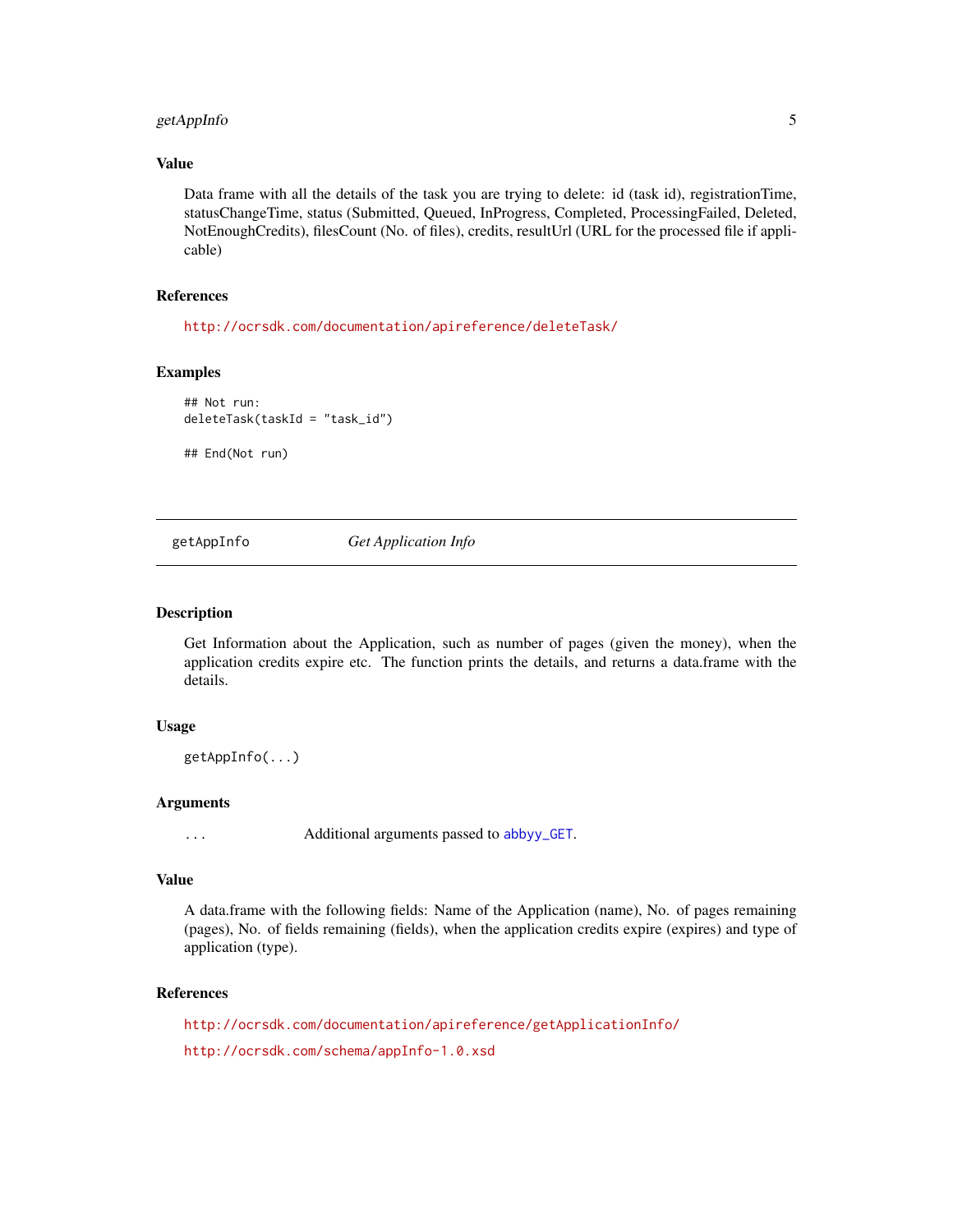### Value

Data frame with all the details of the task you are trying to delete: id (task id), registrationTime, statusChangeTime, status (Submitted, Queued, InProgress, Completed, ProcessingFailed, Deleted, NotEnoughCredits), filesCount (No. of files), credits, resultUrl (URL for the processed file if applicable)

### References

http://ocrsdk.com/documentation/apireference/deleteTask/

### Examples

```
## Not run:
deleteTask(taskId = "task_id")

## End(Not run)
```

---

## getAppInfo *Get Application Info*

---

### Description

Get Information about the Application, such as number of pages (given the money), when the application credits expire etc. The function prints the details, and returns a data.frame with the details.

### Usage

```
getAppInfo(...)
```

### Arguments

| | |
|---|---|
| ... | Additional arguments passed to abbyy_GET. |

### Value

A data.frame with the following fields: Name of the Application (name), No. of pages remaining (pages), No. of fields remaining (fields), when the application credits expire (expires) and type of application (type).

### References

http://ocrsdk.com/documentation/apireference/getApplicationInfo/

http://ocrsdk.com/schema/appInfo-1.0.xsd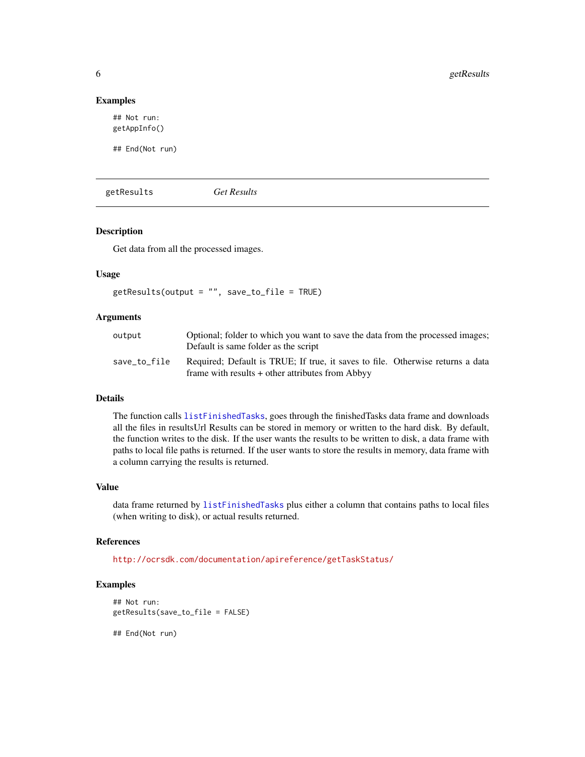### Examples

```
## Not run:
getAppInfo()

## End(Not run)
```

---

## getResults &nbsp;&nbsp;&nbsp;&nbsp;&nbsp;&nbsp;&nbsp; *Get Results*

---

### Description

Get data from all the processed images.

### Usage

```
getResults(output = "", save_to_file = TRUE)
```

### Arguments

| | |
|---|---|
| `output` | Optional; folder to which you want to save the data from the processed images; Default is same folder as the script |
| `save_to_file` | Required; Default is TRUE; If true, it saves to file. Otherwise returns a data frame with results + other attributes from Abbyy |

### Details

The function calls `listFinishedTasks`, goes through the finishedTasks data frame and downloads all the files in resultsUrl Results can be stored in memory or written to the hard disk. By default, the function writes to the disk. If the user wants the results to be written to disk, a data frame with paths to local file paths is returned. If the user wants to store the results in memory, data frame with a column carrying the results is returned.

### Value

data frame returned by `listFinishedTasks` plus either a column that contains paths to local files (when writing to disk), or actual results returned.

### References

http://ocrsdk.com/documentation/apireference/getTaskStatus/

### Examples

```
## Not run:
getResults(save_to_file = FALSE)

## End(Not run)
```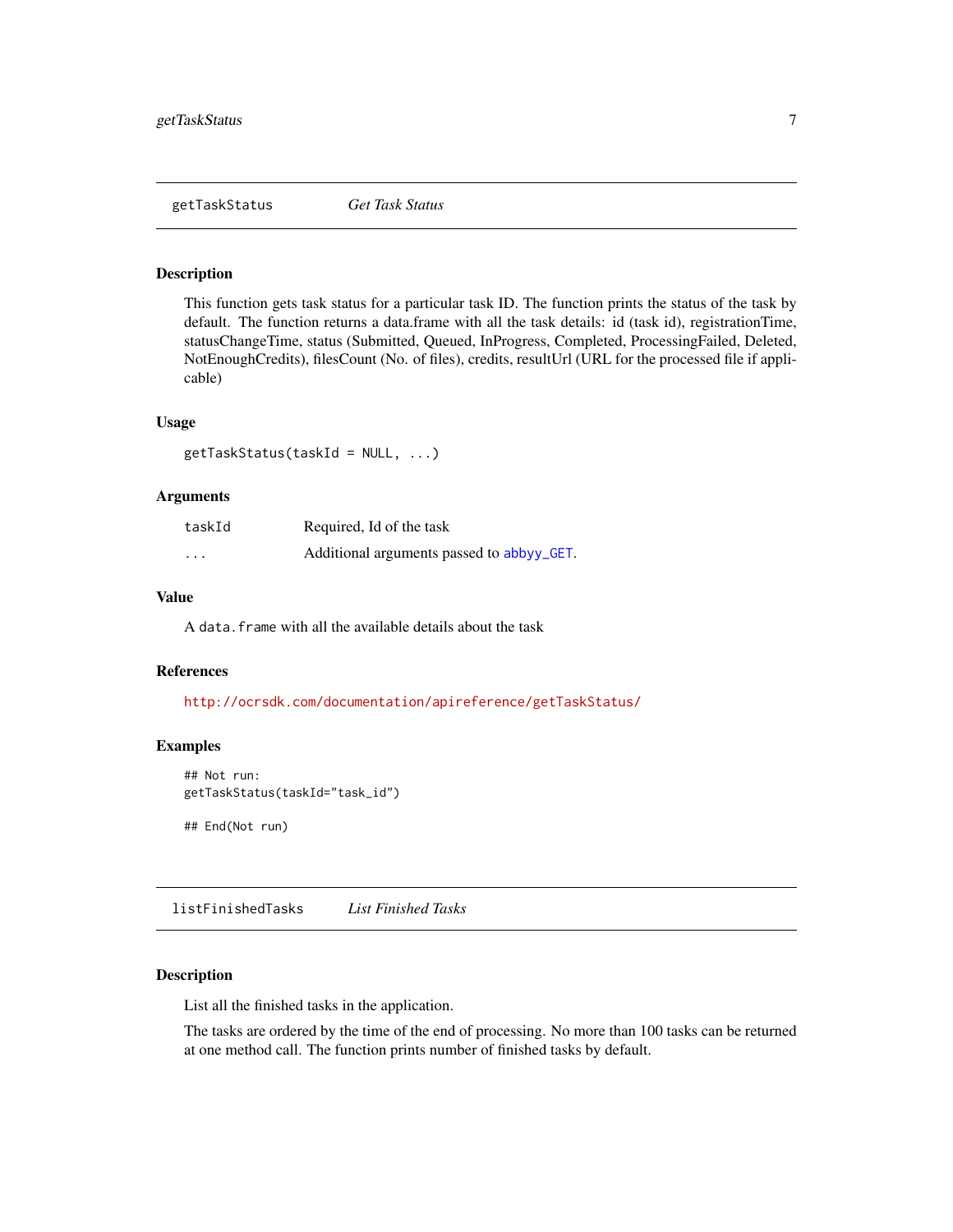## getTaskStatus — *Get Task Status*

### Description

This function gets task status for a particular task ID. The function prints the status of the task by default. The function returns a data.frame with all the task details: id (task id), registrationTime, statusChangeTime, status (Submitted, Queued, InProgress, Completed, ProcessingFailed, Deleted, NotEnoughCredits), filesCount (No. of files), credits, resultUrl (URL for the processed file if applicable)

### Usage

```
getTaskStatus(taskId = NULL, ...)
```

### Arguments

| | |
|---|---|
| taskId | Required, Id of the task |
| ... | Additional arguments passed to abbyy_GET. |

### Value

A `data.frame` with all the available details about the task

### References

http://ocrsdk.com/documentation/apireference/getTaskStatus/

### Examples

```
## Not run:
getTaskStatus(taskId="task_id")

## End(Not run)
```

## listFinishedTasks — *List Finished Tasks*

### Description

List all the finished tasks in the application.

The tasks are ordered by the time of the end of processing. No more than 100 tasks can be returned at one method call. The function prints number of finished tasks by default.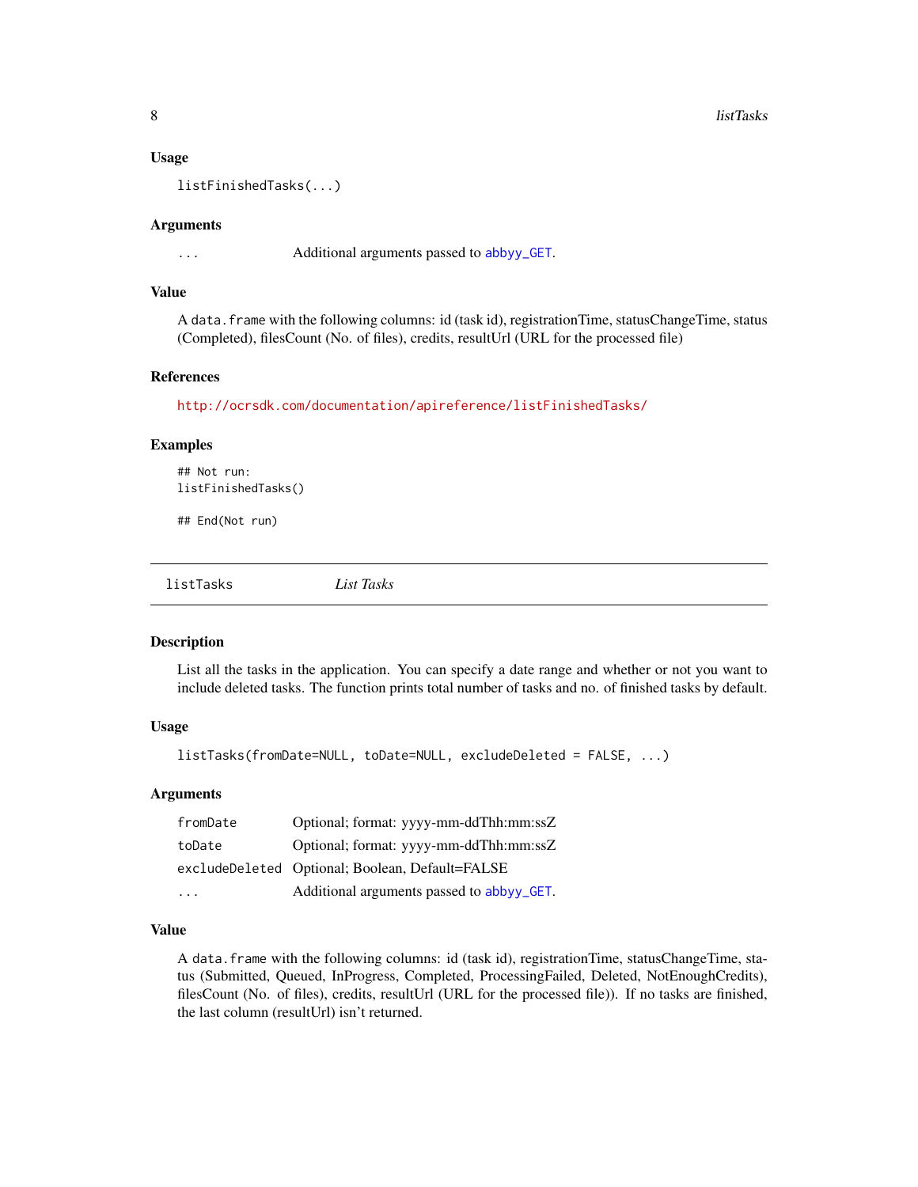### Usage

```
listFinishedTasks(...)
```

### Arguments

| | |
|---|---|
| ... | Additional arguments passed to abbyy_GET. |

### Value

A data.frame with the following columns: id (task id), registrationTime, statusChangeTime, status (Completed), filesCount (No. of files), credits, resultUrl (URL for the processed file)

### References

http://ocrsdk.com/documentation/apireference/listFinishedTasks/

### Examples

```
## Not run:
listFinishedTasks()

## End(Not run)
```

---

## listTasks *List Tasks*

---

### Description

List all the tasks in the application. You can specify a date range and whether or not you want to include deleted tasks. The function prints total number of tasks and no. of finished tasks by default.

### Usage

```
listTasks(fromDate=NULL, toDate=NULL, excludeDeleted = FALSE, ...)
```

### Arguments

| | |
|---|---|
| fromDate | Optional; format: yyyy-mm-ddThh:mm:ssZ |
| toDate | Optional; format: yyyy-mm-ddThh:mm:ssZ |
| excludeDeleted | Optional; Boolean, Default=FALSE |
| ... | Additional arguments passed to abbyy_GET. |

### Value

A data.frame with the following columns: id (task id), registrationTime, statusChangeTime, status (Submitted, Queued, InProgress, Completed, ProcessingFailed, Deleted, NotEnoughCredits), filesCount (No. of files), credits, resultUrl (URL for the processed file)). If no tasks are finished, the last column (resultUrl) isn't returned.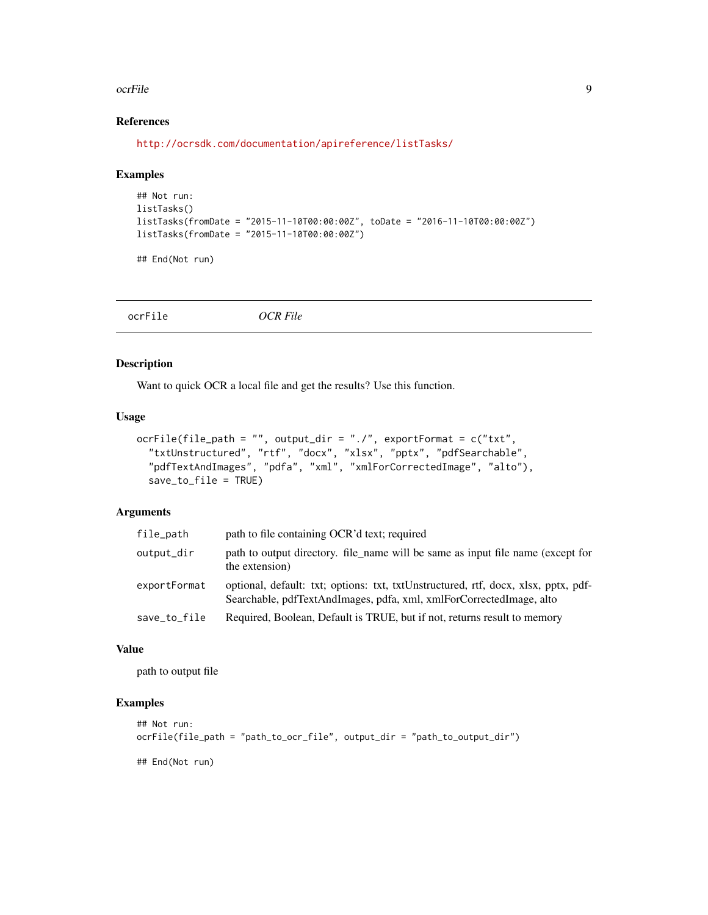### References

http://ocrsdk.com/documentation/apireference/listTasks/

### Examples

```
## Not run:
listTasks()
listTasks(fromDate = "2015-11-10T00:00:00Z", toDate = "2016-11-10T00:00:00Z")
listTasks(fromDate = "2015-11-10T00:00:00Z")

## End(Not run)
```

---

## ocrFile *OCR File*

---

### Description

Want to quick OCR a local file and get the results? Use this function.

### Usage

```
ocrFile(file_path = "", output_dir = "./", exportFormat = c("txt",
  "txtUnstructured", "rtf", "docx", "xlsx", "pptx", "pdfSearchable",
  "pdfTextAndImages", "pdfa", "xml", "xmlForCorrectedImage", "alto"),
  save_to_file = TRUE)
```

### Arguments

| | |
|---|---|
| file_path | path to file containing OCR'd text; required |
| output_dir | path to output directory. file_name will be same as input file name (except for the extension) |
| exportFormat | optional, default: txt; options: txt, txtUnstructured, rtf, docx, xlsx, pptx, pdfSearchable, pdfTextAndImages, pdfa, xml, xmlForCorrectedImage, alto |
| save_to_file | Required, Boolean, Default is TRUE, but if not, returns result to memory |

### Value

path to output file

### Examples

```
## Not run:
ocrFile(file_path = "path_to_ocr_file", output_dir = "path_to_output_dir")

## End(Not run)
```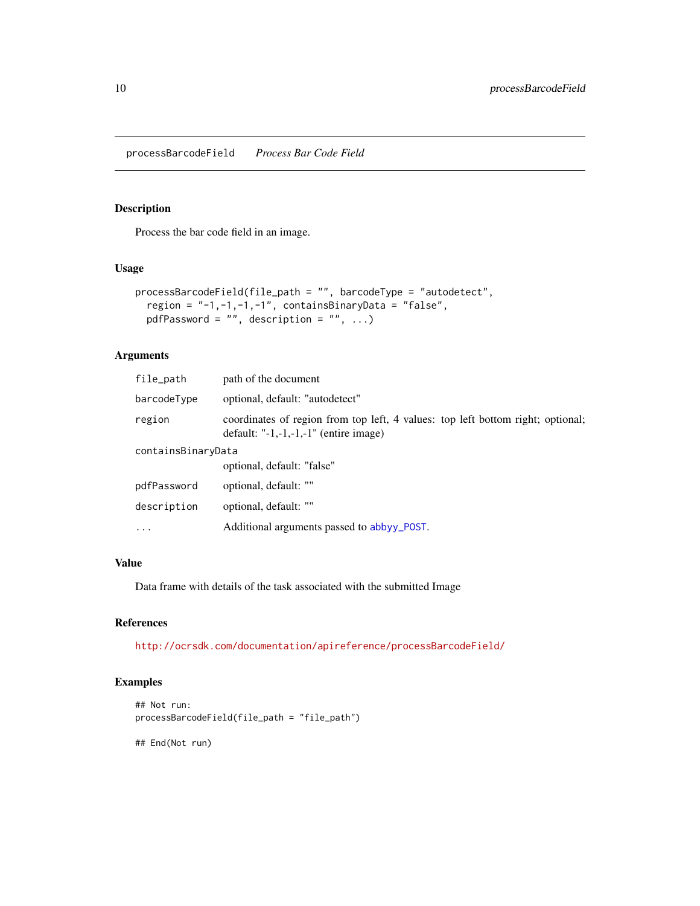## processBarcodeField — *Process Bar Code Field*

### Description

Process the bar code field in an image.

### Usage

```
processBarcodeField(file_path = "", barcodeType = "autodetect",
  region = "-1,-1,-1,-1", containsBinaryData = "false",
  pdfPassword = "", description = "", ...)
```

### Arguments

| | |
|---|---|
| `file_path` | path of the document |
| `barcodeType` | optional, default: "autodetect" |
| `region` | coordinates of region from top left, 4 values: top left bottom right; optional; default: "-1,-1,-1,-1" (entire image) |
| `containsBinaryData` | optional, default: "false" |
| `pdfPassword` | optional, default: "" |
| `description` | optional, default: "" |
| `...` | Additional arguments passed to `abbyy_POST`. |

### Value

Data frame with details of the task associated with the submitted Image

### References

http://ocrsdk.com/documentation/apireference/processBarcodeField/

### Examples

```
## Not run:
processBarcodeField(file_path = "file_path")

## End(Not run)
```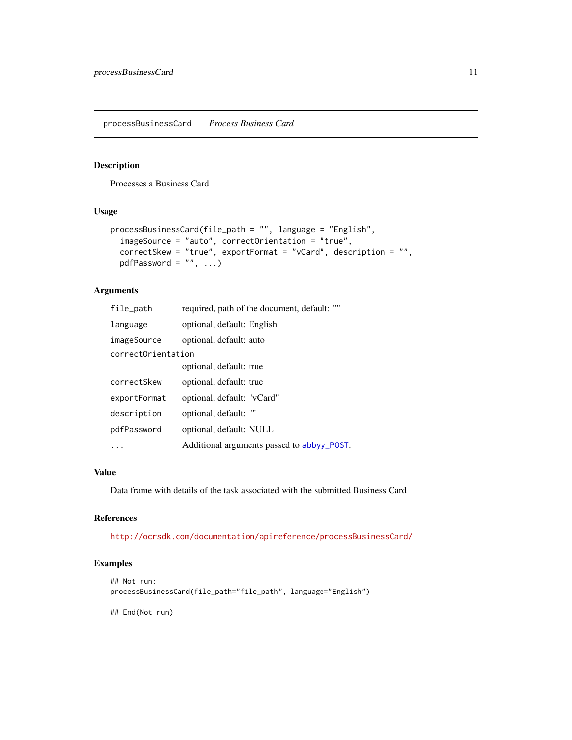## processBusinessCard    *Process Business Card*

### Description

Processes a Business Card

### Usage

```
processBusinessCard(file_path = "", language = "English",
  imageSource = "auto", correctOrientation = "true",
  correctSkew = "true", exportFormat = "vCard", description = "",
  pdfPassword = "", ...)
```

### Arguments

| | |
|---|---|
| `file_path` | required, path of the document, default: "" |
| `language` | optional, default: English |
| `imageSource` | optional, default: auto |
| `correctOrientation` | optional, default: true |
| `correctSkew` | optional, default: true |
| `exportFormat` | optional, default: "vCard" |
| `description` | optional, default: "" |
| `pdfPassword` | optional, default: NULL |
| `...` | Additional arguments passed to `abbyy_POST`. |

### Value

Data frame with details of the task associated with the submitted Business Card

### References

http://ocrsdk.com/documentation/apireference/processBusinessCard/

### Examples

```
## Not run:
processBusinessCard(file_path="file_path", language="English")

## End(Not run)
```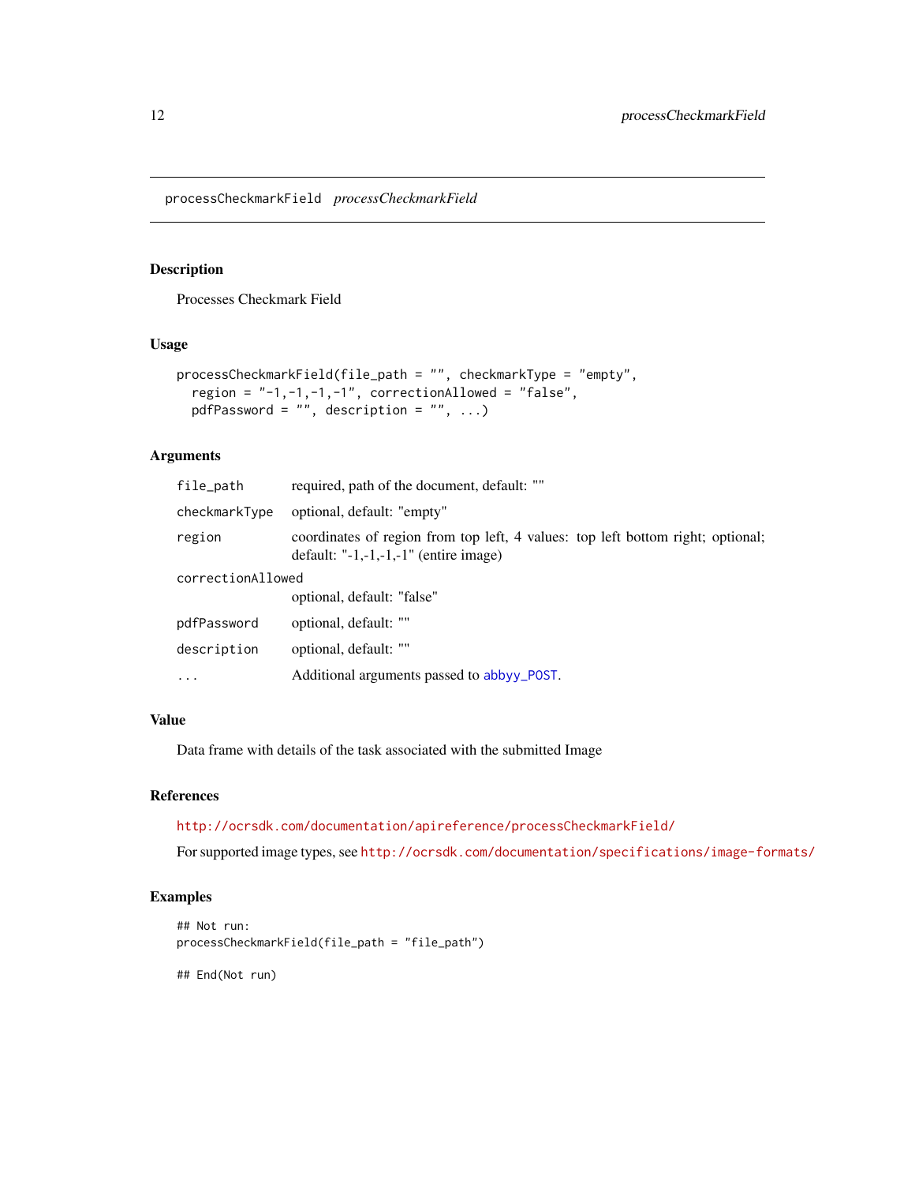processCheckmarkField *processCheckmarkField*

## Description

Processes Checkmark Field

## Usage

```
processCheckmarkField(file_path = "", checkmarkType = "empty",
  region = "-1,-1,-1,-1", correctionAllowed = "false",
  pdfPassword = "", description = "", ...)
```

## Arguments

| | |
|---|---|
| file_path | required, path of the document, default: "" |
| checkmarkType | optional, default: "empty" |
| region | coordinates of region from top left, 4 values: top left bottom right; optional; default: "-1,-1,-1,-1" (entire image) |
| correctionAllowed | optional, default: "false" |
| pdfPassword | optional, default: "" |
| description | optional, default: "" |
| ... | Additional arguments passed to abbyy_POST. |

## Value

Data frame with details of the task associated with the submitted Image

## References

http://ocrsdk.com/documentation/apireference/processCheckmarkField/

For supported image types, see http://ocrsdk.com/documentation/specifications/image-formats/

## Examples

```
## Not run:
processCheckmarkField(file_path = "file_path")

## End(Not run)
```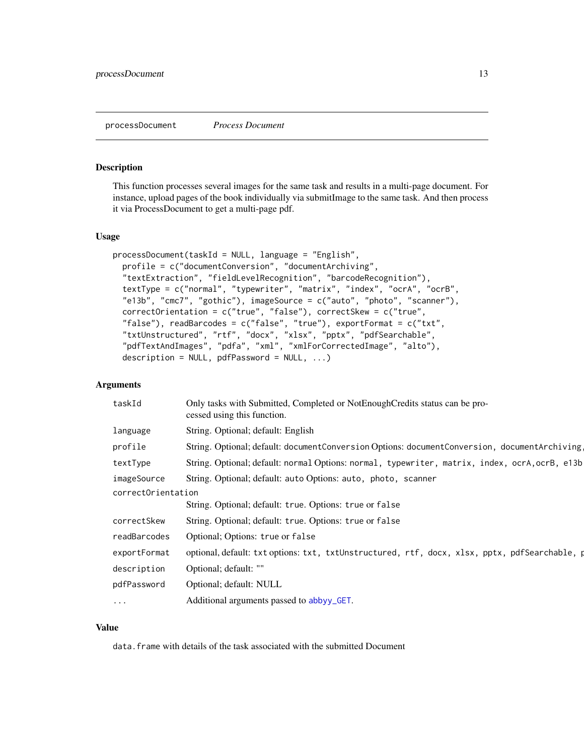## processDocument — *Process Document*

### Description

This function processes several images for the same task and results in a multi-page document. For instance, upload pages of the book individually via submitImage to the same task. And then process it via ProcessDocument to get a multi-page pdf.

### Usage

```
processDocument(taskId = NULL, language = "English",
  profile = c("documentConversion", "documentArchiving",
  "textExtraction", "fieldLevelRecognition", "barcodeRecognition"),
  textType = c("normal", "typewriter", "matrix", "index", "ocrA", "ocrB",
  "e13b", "cmc7", "gothic"), imageSource = c("auto", "photo", "scanner"),
  correctOrientation = c("true", "false"), correctSkew = c("true",
  "false"), readBarcodes = c("false", "true"), exportFormat = c("txt",
  "txtUnstructured", "rtf", "docx", "xlsx", "pptx", "pdfSearchable",
  "pdfTextAndImages", "pdfa", "xml", "xmlForCorrectedImage", "alto"),
  description = NULL, pdfPassword = NULL, ...)
```

### Arguments

| | |
|---|---|
| `taskId` | Only tasks with Submitted, Completed or NotEnoughCredits status can be processed using this function. |
| `language` | String. Optional; default: English |
| `profile` | String. Optional; default: `documentConversion` Options: `documentConversion, documentArchiving,` |
| `textType` | String. Optional; default: `normal` Options: `normal, typewriter, matrix, index, ocrA,ocrB, e13b` |
| `imageSource` | String. Optional; default: `auto` Options: `auto, photo, scanner` |
| `correctOrientation` | String. Optional; default: `true`. Options: `true` or `false` |
| `correctSkew` | String. Optional; default: `true`. Options: `true` or `false` |
| `readBarcodes` | Optional; Options: `true` or `false` |
| `exportFormat` | optional, default: `txt` options: `txt, txtUnstructured, rtf, docx, xlsx, pptx, pdfSearchable, p` |
| `description` | Optional; default: "" |
| `pdfPassword` | Optional; default: NULL |
| `...` | Additional arguments passed to `abbyy_GET`. |

### Value

`data.frame` with details of the task associated with the submitted Document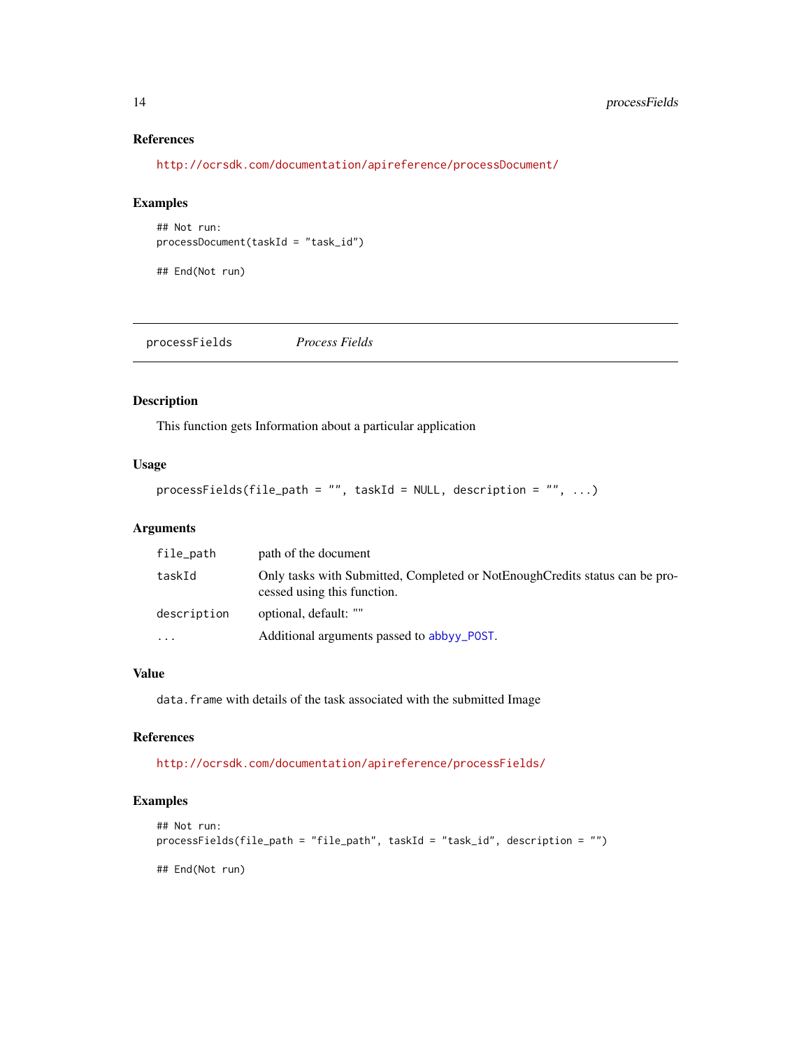### References

http://ocrsdk.com/documentation/apireference/processDocument/

### Examples

```
## Not run:
processDocument(taskId = "task_id")

## End(Not run)
```

---

## processFields    *Process Fields*

---

### Description

This function gets Information about a particular application

### Usage

```
processFields(file_path = "", taskId = NULL, description = "", ...)
```

### Arguments

| | |
|---|---|
| file_path | path of the document |
| taskId | Only tasks with Submitted, Completed or NotEnoughCredits status can be processed using this function. |
| description | optional, default: "" |
| ... | Additional arguments passed to abbyy_POST. |

### Value

`data.frame` with details of the task associated with the submitted Image

### References

http://ocrsdk.com/documentation/apireference/processFields/

### Examples

```
## Not run:
processFields(file_path = "file_path", taskId = "task_id", description = "")

## End(Not run)
```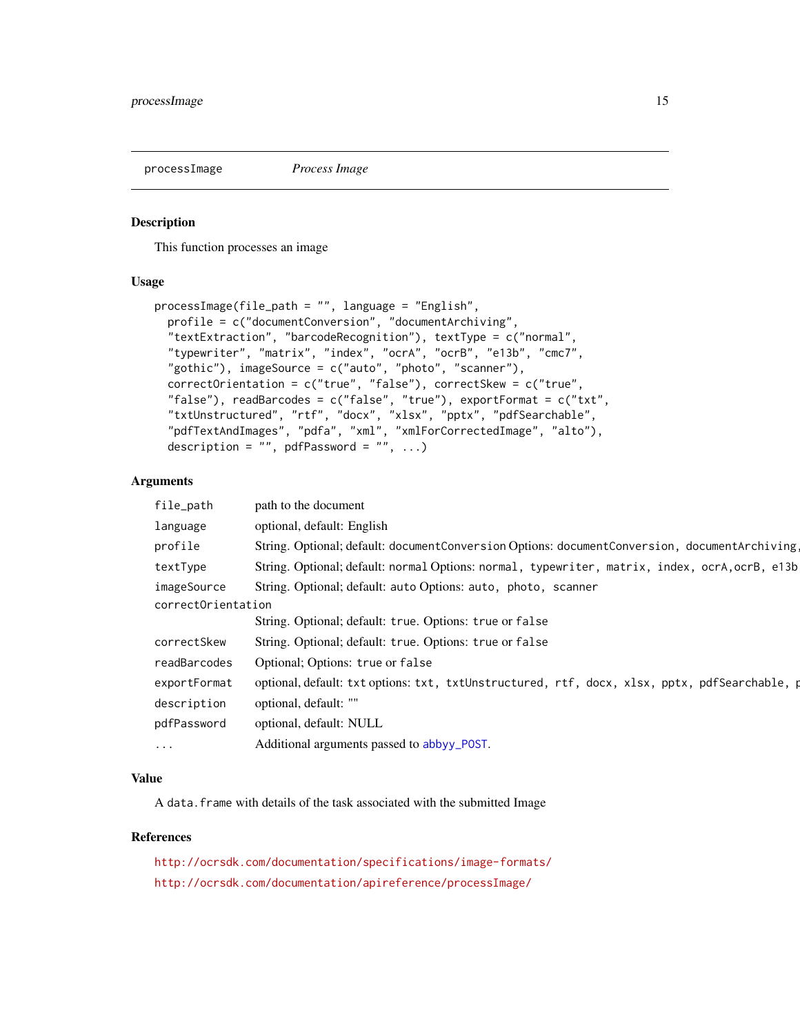processImage — *Process Image*

## Description

This function processes an image

## Usage

```
processImage(file_path = "", language = "English",
  profile = c("documentConversion", "documentArchiving",
  "textExtraction", "barcodeRecognition"), textType = c("normal",
  "typewriter", "matrix", "index", "ocrA", "ocrB", "e13b", "cmc7",
  "gothic"), imageSource = c("auto", "photo", "scanner"),
  correctOrientation = c("true", "false"), correctSkew = c("true",
  "false"), readBarcodes = c("false", "true"), exportFormat = c("txt",
  "txtUnstructured", "rtf", "docx", "xlsx", "pptx", "pdfSearchable",
  "pdfTextAndImages", "pdfa", "xml", "xmlForCorrectedImage", "alto"),
  description = "", pdfPassword = "", ...)
```

## Arguments

| | |
|---|---|
| `file_path` | path to the document |
| `language` | optional, default: English |
| `profile` | String. Optional; default: `documentConversion` Options: `documentConversion`, `documentArchiving`, |
| `textType` | String. Optional; default: `normal` Options: `normal`, `typewriter`, `matrix`, `index`, `ocrA`,`ocrB`, `e13b` |
| `imageSource` | String. Optional; default: `auto` Options: `auto`, `photo`, `scanner` |
| `correctOrientation` | String. Optional; default: `true`. Options: `true` or `false` |
| `correctSkew` | String. Optional; default: `true`. Options: `true` or `false` |
| `readBarcodes` | Optional; Options: `true` or `false` |
| `exportFormat` | optional, default: `txt` options: `txt`, `txtUnstructured`, `rtf`, `docx`, `xlsx`, `pptx`, `pdfSearchable`, `p` |
| `description` | optional, default: "" |
| `pdfPassword` | optional, default: NULL |
| `...` | Additional arguments passed to `abbyy_POST`. |

## Value

A `data.frame` with details of the task associated with the submitted Image

## References

http://ocrsdk.com/documentation/specifications/image-formats/

http://ocrsdk.com/documentation/apireference/processImage/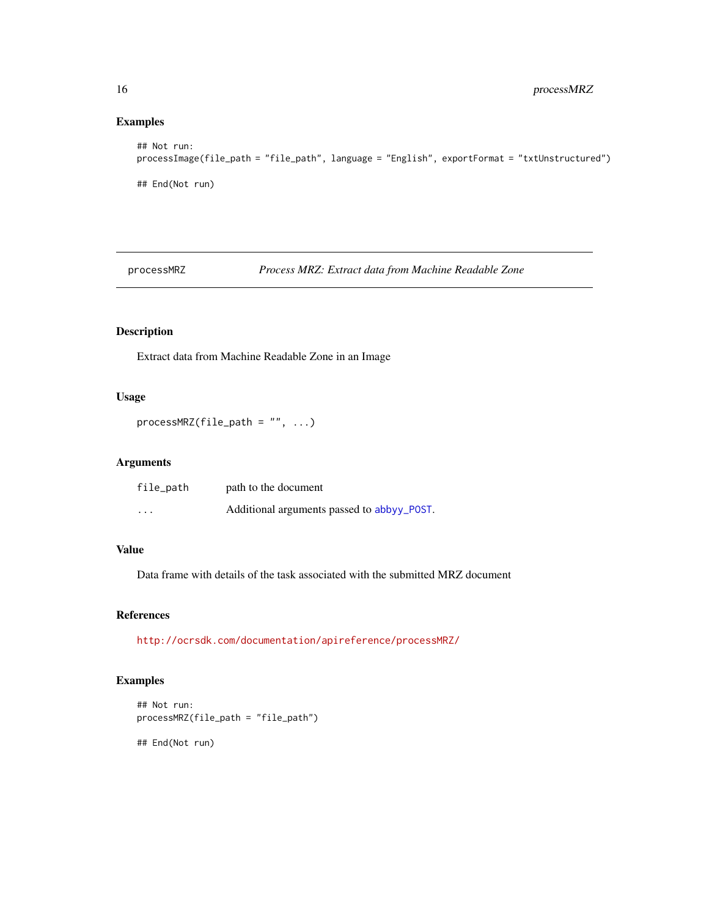## Examples

```
## Not run:
processImage(file_path = "file_path", language = "English", exportFormat = "txtUnstructured")

## End(Not run)
```

---

`processMRZ` *Process MRZ: Extract data from Machine Readable Zone*

---

### Description

Extract data from Machine Readable Zone in an Image

### Usage

```
processMRZ(file_path = "", ...)
```

### Arguments

| | |
|---|---|
| `file_path` | path to the document |
| `...` | Additional arguments passed to `abbyy_POST`. |

### Value

Data frame with details of the task associated with the submitted MRZ document

### References

http://ocrsdk.com/documentation/apireference/processMRZ/

### Examples

```
## Not run:
processMRZ(file_path = "file_path")

## End(Not run)
```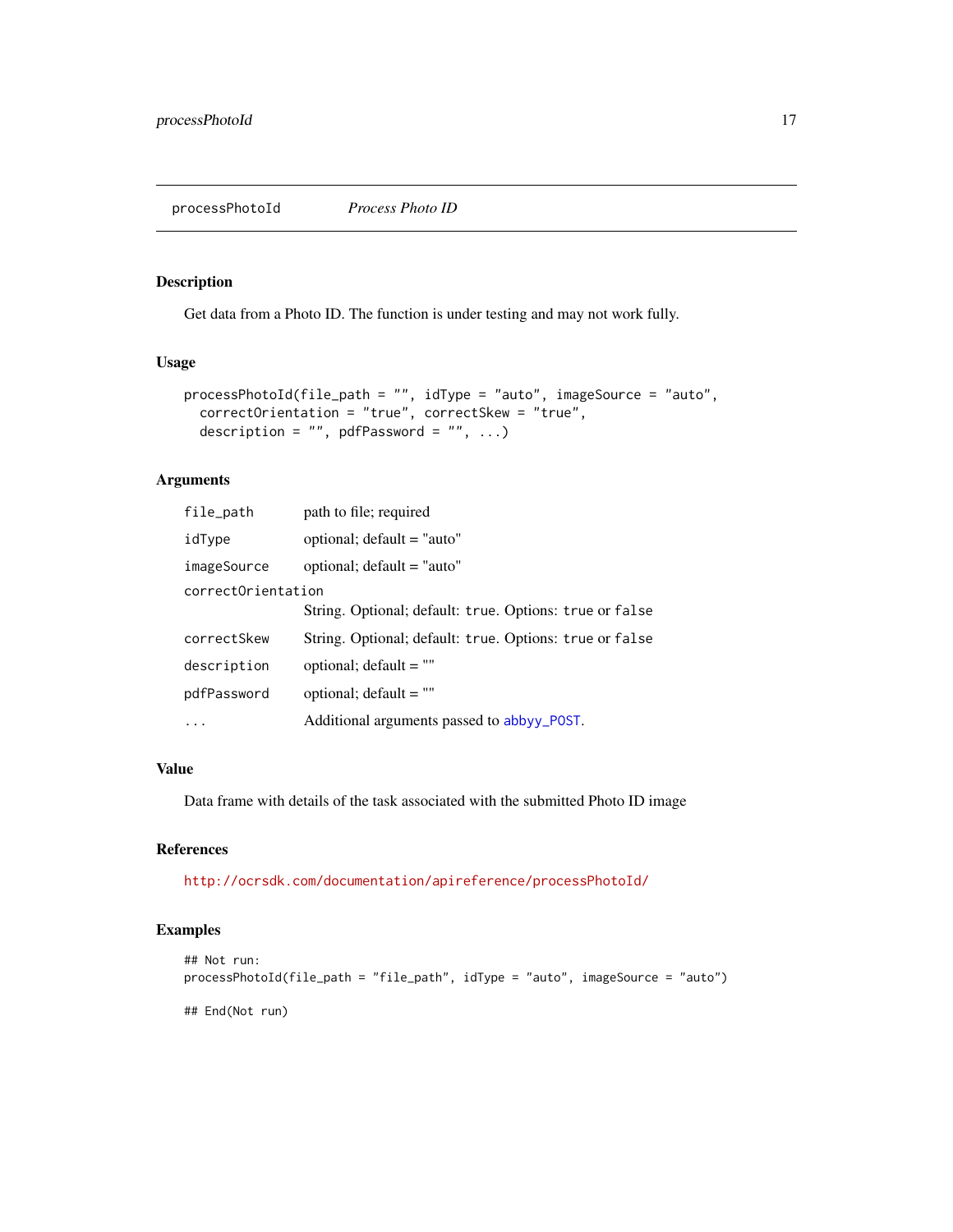processPhotoId    *Process Photo ID*

### Description

Get data from a Photo ID. The function is under testing and may not work fully.

### Usage

```
processPhotoId(file_path = "", idType = "auto", imageSource = "auto",
  correctOrientation = "true", correctSkew = "true",
  description = "", pdfPassword = "", ...)
```

### Arguments

| | |
|---|---|
| `file_path` | path to file; required |
| `idType` | optional; default = "auto" |
| `imageSource` | optional; default = "auto" |
| `correctOrientation` | String. Optional; default: `true`. Options: `true` or `false` |
| `correctSkew` | String. Optional; default: `true`. Options: `true` or `false` |
| `description` | optional; default = "" |
| `pdfPassword` | optional; default = "" |
| `...` | Additional arguments passed to `abbyy_POST`. |

### Value

Data frame with details of the task associated with the submitted Photo ID image

### References

http://ocrsdk.com/documentation/apireference/processPhotoId/

### Examples

```
## Not run:
processPhotoId(file_path = "file_path", idType = "auto", imageSource = "auto")

## End(Not run)
```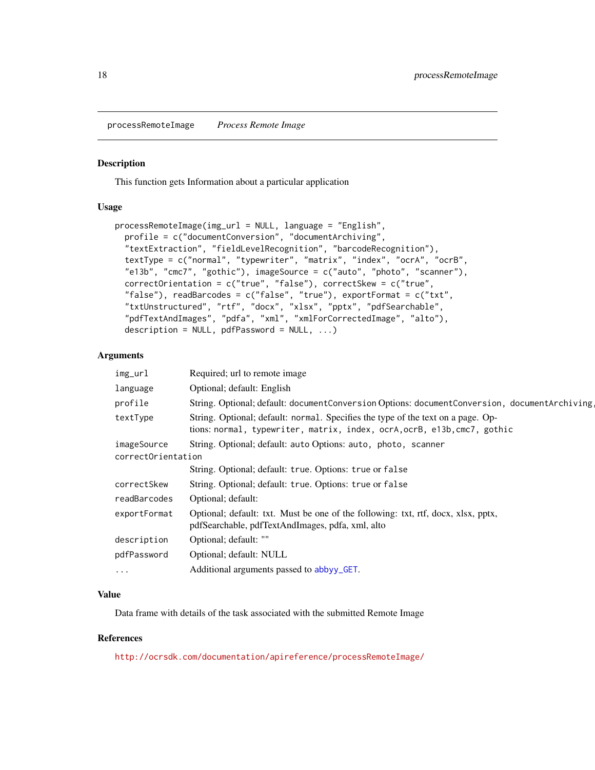## processRemoteImage *Process Remote Image*

### Description

This function gets Information about a particular application

### Usage

```
processRemoteImage(img_url = NULL, language = "English",
  profile = c("documentConversion", "documentArchiving",
  "textExtraction", "fieldLevelRecognition", "barcodeRecognition"),
  textType = c("normal", "typewriter", "matrix", "index", "ocrA", "ocrB",
  "e13b", "cmc7", "gothic"), imageSource = c("auto", "photo", "scanner"),
  correctOrientation = c("true", "false"), correctSkew = c("true",
  "false"), readBarcodes = c("false", "true"), exportFormat = c("txt",
  "txtUnstructured", "rtf", "docx", "xlsx", "pptx", "pdfSearchable",
  "pdfTextAndImages", "pdfa", "xml", "xmlForCorrectedImage", "alto"),
  description = NULL, pdfPassword = NULL, ...)
```

### Arguments

| | |
|---|---|
| `img_url` | Required; url to remote image |
| `language` | Optional; default: English |
| `profile` | String. Optional; default: `documentConversion` Options: `documentConversion, documentArchiving,` |
| `textType` | String. Optional; default: `normal`. Specifies the type of the text on a page. Options: `normal, typewriter, matrix, index, ocrA,ocrB, e13b,cmc7, gothic` |
| `imageSource` | String. Optional; default: `auto` Options: `auto, photo, scanner` |
| `correctOrientation` | String. Optional; default: `true`. Options: `true` or `false` |
| `correctSkew` | String. Optional; default: `true`. Options: `true` or `false` |
| `readBarcodes` | Optional; default: |
| `exportFormat` | Optional; default: txt. Must be one of the following: txt, rtf, docx, xlsx, pptx, pdfSearchable, pdfTextAndImages, pdfa, xml, alto |
| `description` | Optional; default: "" |
| `pdfPassword` | Optional; default: NULL |
| `...` | Additional arguments passed to `abbyy_GET`. |

### Value

Data frame with details of the task associated with the submitted Remote Image

### References

http://ocrsdk.com/documentation/apireference/processRemoteImage/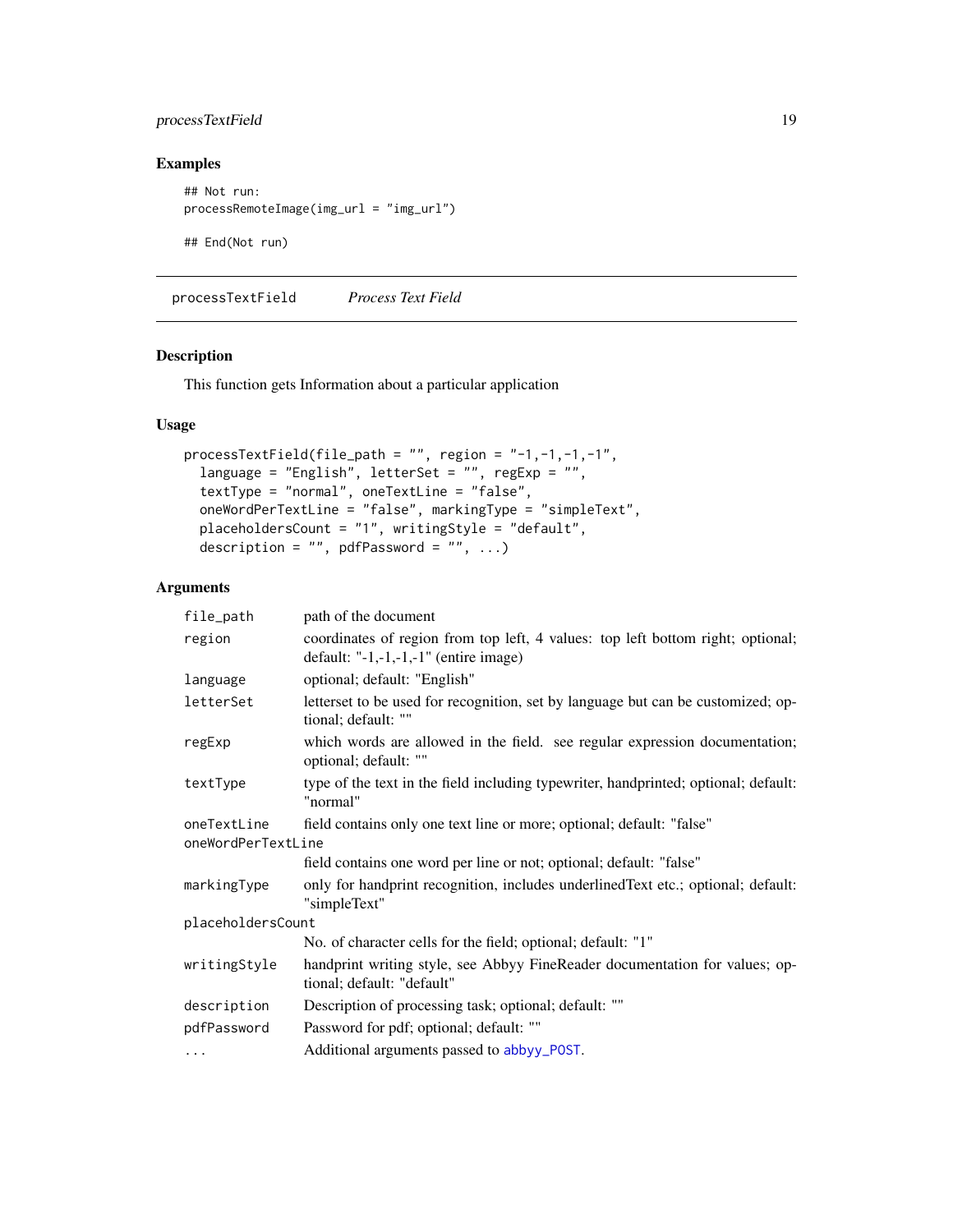## Examples

```
## Not run:
processRemoteImage(img_url = "img_url")

## End(Not run)
```

---

`processTextField` *Process Text Field*

---

## Description

This function gets Information about a particular application

## Usage

```
processTextField(file_path = "", region = "-1,-1,-1,-1",
  language = "English", letterSet = "", regExp = "",
  textType = "normal", oneTextLine = "false",
  oneWordPerTextLine = "false", markingType = "simpleText",
  placeholdersCount = "1", writingStyle = "default",
  description = "", pdfPassword = "", ...)
```

## Arguments

| | |
|---|---|
| `file_path` | path of the document |
| `region` | coordinates of region from top left, 4 values: top left bottom right; optional; default: "-1,-1,-1,-1" (entire image) |
| `language` | optional; default: "English" |
| `letterSet` | letterset to be used for recognition, set by language but can be customized; optional; default: "" |
| `regExp` | which words are allowed in the field. see regular expression documentation; optional; default: "" |
| `textType` | type of the text in the field including typewriter, handprinted; optional; default: "normal" |
| `oneTextLine` | field contains only one text line or more; optional; default: "false" |
| `oneWordPerTextLine` | field contains one word per line or not; optional; default: "false" |
| `markingType` | only for handprint recognition, includes underlinedText etc.; optional; default: "simpleText" |
| `placeholdersCount` | No. of character cells for the field; optional; default: "1" |
| `writingStyle` | handprint writing style, see Abbyy FineReader documentation for values; optional; default: "default" |
| `description` | Description of processing task; optional; default: "" |
| `pdfPassword` | Password for pdf; optional; default: "" |
| `...` | Additional arguments passed to `abbyy_POST`. |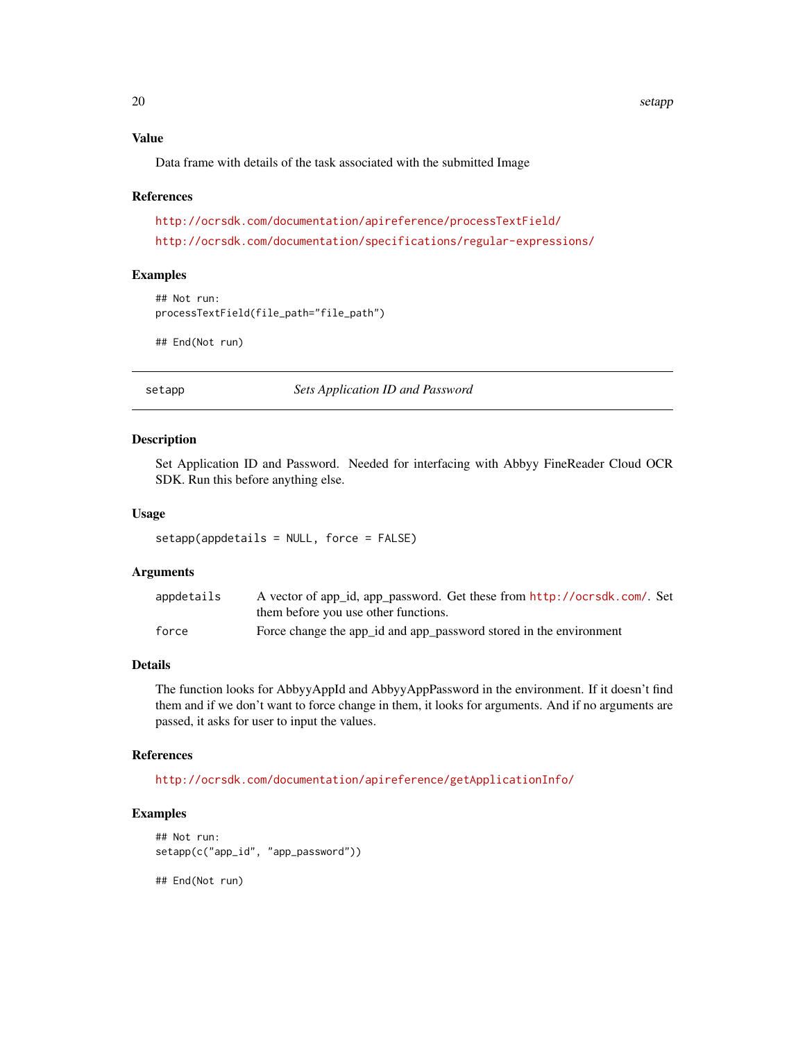### Value

Data frame with details of the task associated with the submitted Image

### References

http://ocrsdk.com/documentation/apireference/processTextField/

http://ocrsdk.com/documentation/specifications/regular-expressions/

### Examples

```
## Not run:
processTextField(file_path="file_path")

## End(Not run)
```

---

## setapp — *Sets Application ID and Password*

---

### Description

Set Application ID and Password. Needed for interfacing with Abbyy FineReader Cloud OCR SDK. Run this before anything else.

### Usage

```
setapp(appdetails = NULL, force = FALSE)
```

### Arguments

| | |
|---|---|
| appdetails | A vector of app_id, app_password. Get these from http://ocrsdk.com/. Set them before you use other functions. |
| force | Force change the app_id and app_password stored in the environment |

### Details

The function looks for AbbyyAppId and AbbyyAppPassword in the environment. If it doesn't find them and if we don't want to force change in them, it looks for arguments. And if no arguments are passed, it asks for user to input the values.

### References

http://ocrsdk.com/documentation/apireference/getApplicationInfo/

### Examples

```
## Not run:
setapp(c("app_id", "app_password"))

## End(Not run)
```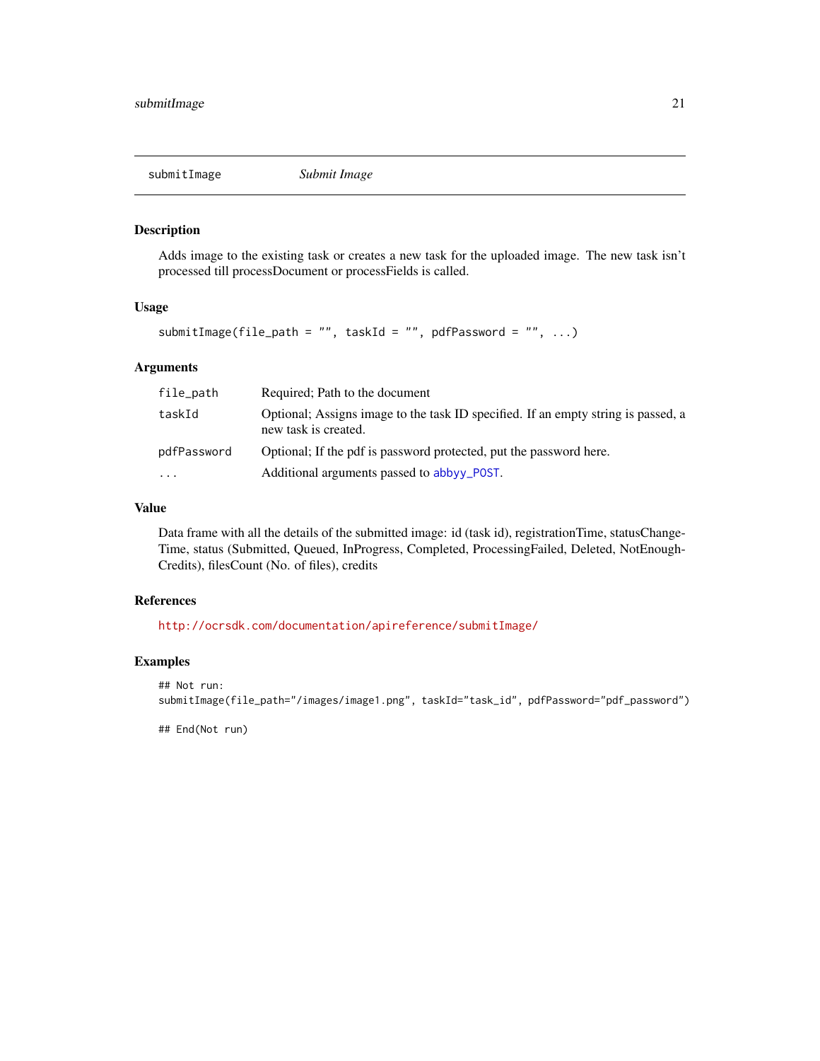## submitImage — *Submit Image*

### Description

Adds image to the existing task or creates a new task for the uploaded image. The new task isn't processed till processDocument or processFields is called.

### Usage

```
submitImage(file_path = "", taskId = "", pdfPassword = "", ...)
```

### Arguments

| | |
|---|---|
| `file_path` | Required; Path to the document |
| `taskId` | Optional; Assigns image to the task ID specified. If an empty string is passed, a new task is created. |
| `pdfPassword` | Optional; If the pdf is password protected, put the password here. |
| `...` | Additional arguments passed to `abbyy_POST`. |

### Value

Data frame with all the details of the submitted image: id (task id), registrationTime, statusChangeTime, status (Submitted, Queued, InProgress, Completed, ProcessingFailed, Deleted, NotEnoughCredits), filesCount (No. of files), credits

### References

http://ocrsdk.com/documentation/apireference/submitImage/

### Examples

```
## Not run:
submitImage(file_path="/images/image1.png", taskId="task_id", pdfPassword="pdf_password")

## End(Not run)
```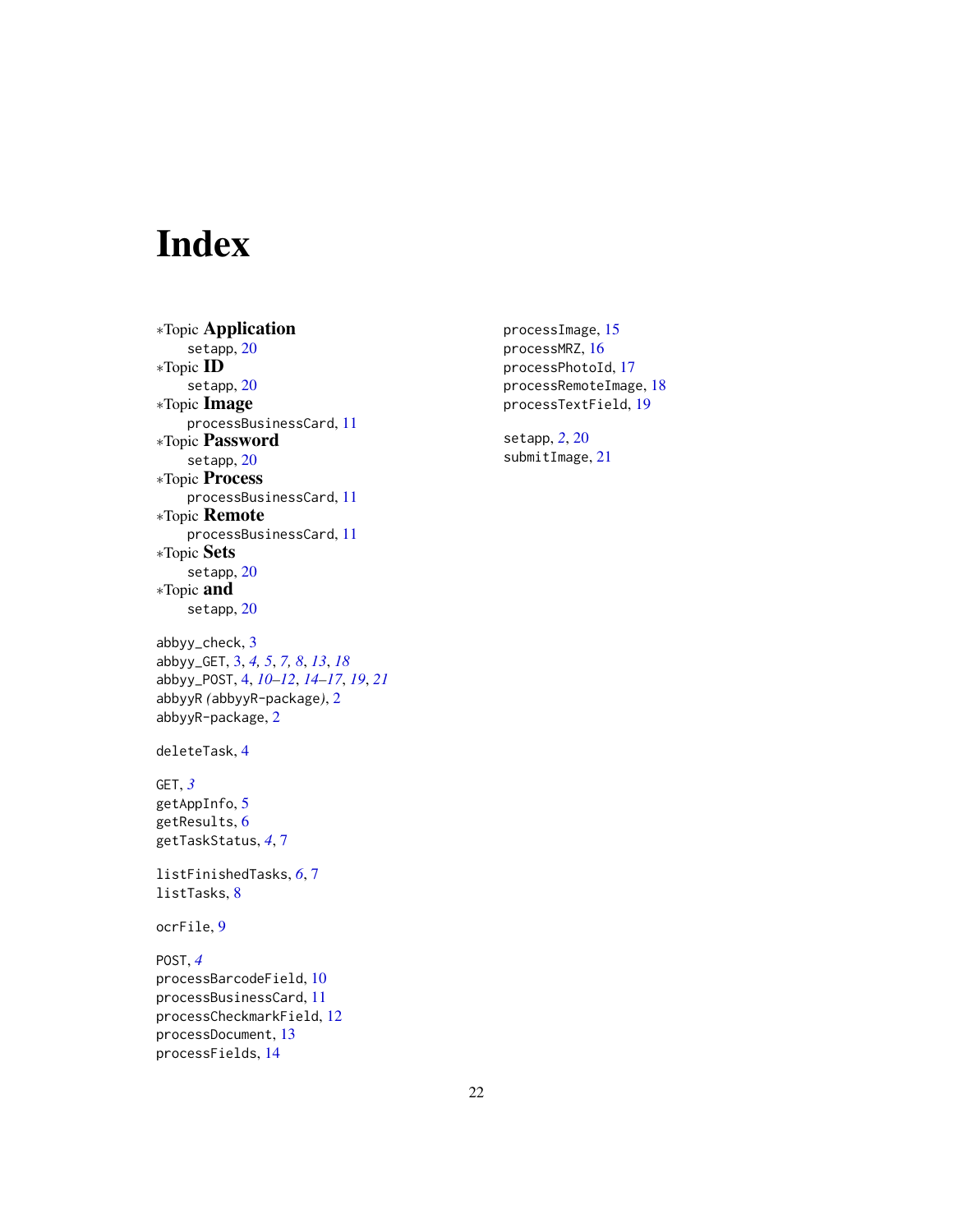# Index

*Topic **Application**
    setapp, 20
*Topic **ID**
    setapp, 20
*Topic **Image**
    processBusinessCard, 11
*Topic **Password**
    setapp, 20
*Topic **Process**
    processBusinessCard, 11
*Topic **Remote**
    processBusinessCard, 11
*Topic **Sets**
    setapp, 20
*Topic **and**
    setapp, 20

abbyy_check, 3
abbyy_GET, 3, *4, 5*, *7, 8*, *13*, *18*
abbyy_POST, 4, *10–12*, *14–17*, *19*, *21*
abbyyR *(*abbyyR-package*)*, 2
abbyyR-package, 2

deleteTask, 4

GET, *3*
getAppInfo, 5
getResults, 6
getTaskStatus, *4*, 7

listFinishedTasks, *6*, 7
listTasks, 8

ocrFile, 9

POST, *4*
processBarcodeField, 10
processBusinessCard, 11
processCheckmarkField, 12
processDocument, 13
processFields, 14
processImage, 15
processMRZ, 16
processPhotoId, 17
processRemoteImage, 18
processTextField, 19

setapp, *2*, 20
submitImage, 21